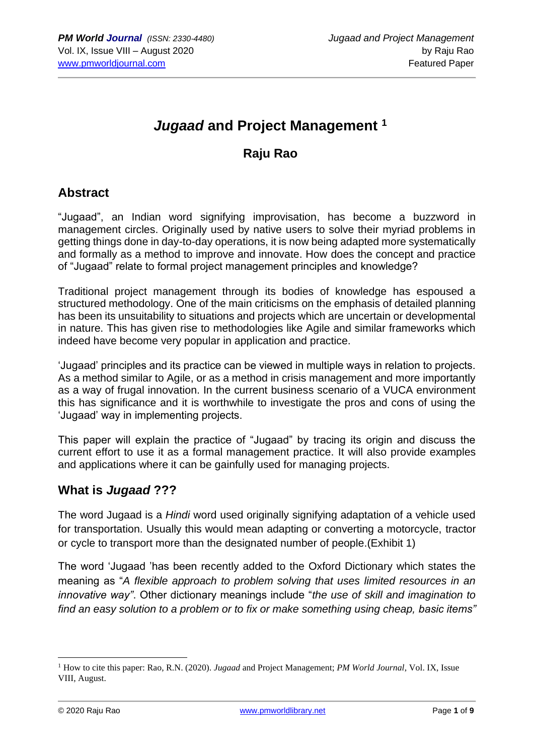# *Jugaad* and Project Management [1]

## Raju Rao

## Abstract

"Jugaad", an Indian word signifying improvisation, has become a buzzword in management circles. Originally used by native users to solve their myriad problems in getting things done in day-to-day operations, it is now being adapted more systematically and formally as a method to improve and innovate. How does the concept and practice of "Jugaad" relate to formal project management principles and knowledge?

Traditional project management through its bodies of knowledge has espoused a structured methodology. One of the main criticisms on the emphasis of detailed planning has been its unsuitability to situations and projects which are uncertain or developmental in nature. This has given rise to methodologies like Agile and similar frameworks which indeed have become very popular in application and practice.

'Jugaad' principles and its practice can be viewed in multiple ways in relation to projects. As a method similar to Agile, or as a method in crisis management and more importantly as a way of frugal innovation. In the current business scenario of a VUCA environment this has significance and it is worthwhile to investigate the pros and cons of using the 'Jugaad' way in implementing projects.

This paper will explain the practice of "Jugaad" by tracing its origin and discuss the current effort to use it as a formal management practice. It will also provide examples and applications where it can be gainfully used for managing projects.

## What is *Jugaad* ???

The word Jugaad is a *Hindi* word used originally signifying adaptation of a vehicle used for transportation. Usually this would mean adapting or converting a motorcycle, tractor or cycle to transport more than the designated number of people.(Exhibit 1)

The word 'Jugaad 'has been recently added to the Oxford Dictionary which states the meaning as "*A flexible approach to problem solving that uses limited resources in an innovative way"*. Other dictionary meanings include "*the use of skill and imagination to find an easy solution to a problem or to fix or make something using cheap, basic items"*

---

[1] How to cite this paper: Rao, R.N. (2020). *Jugaad* and Project Management; *PM World Journal*, Vol. IX, Issue VIII, August.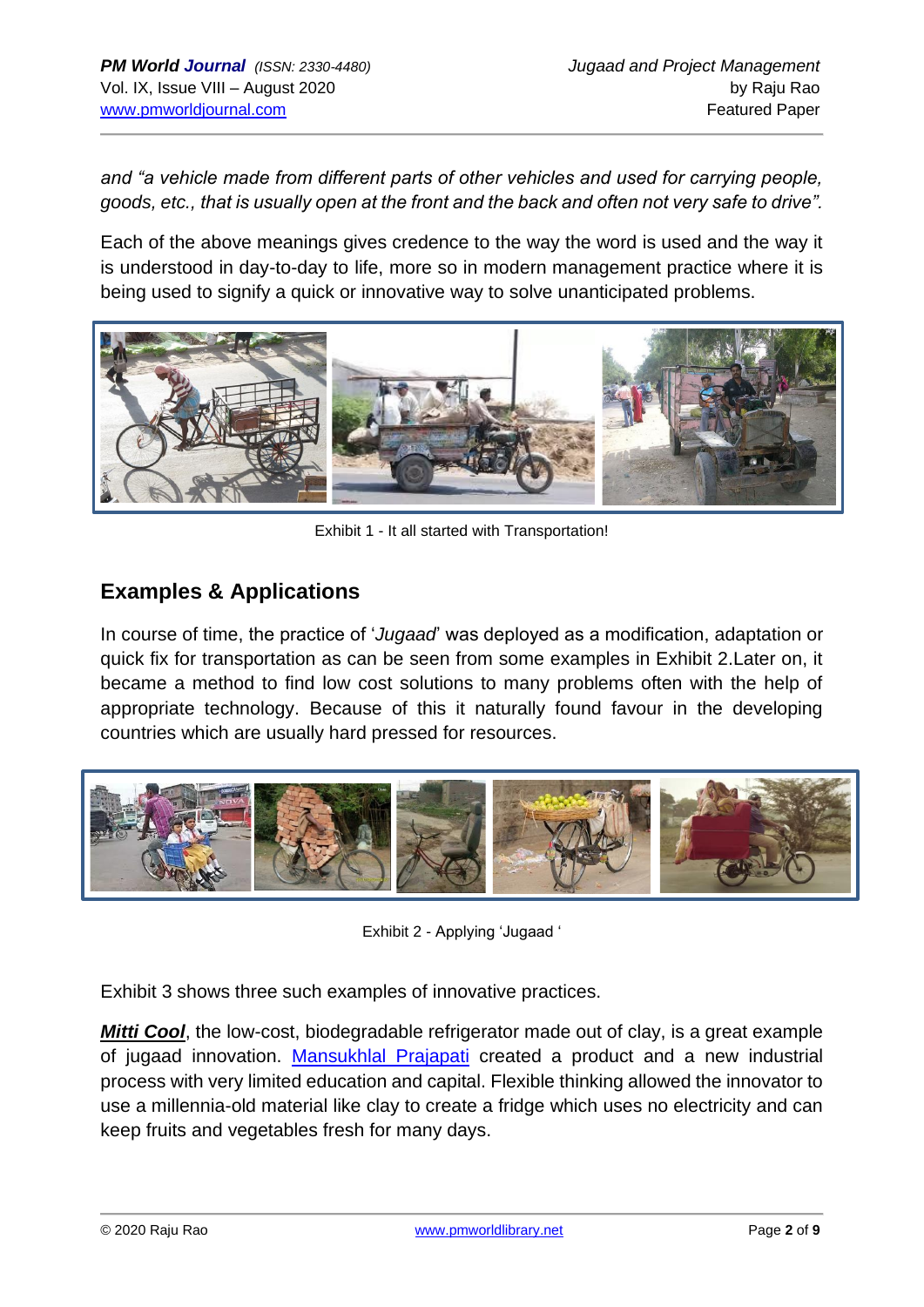*and "a vehicle made from different parts of other vehicles and used for carrying people, goods, etc., that is usually open at the front and the back and often not very safe to drive".*

Each of the above meanings gives credence to the way the word is used and the way it is understood in day-to-day to life, more so in modern management practice where it is being used to signify a quick or innovative way to solve unanticipated problems.

Exhibit 1 - It all started with Transportation!

## Examples & Applications

In course of time, the practice of '*Jugaad*' was deployed as a modification, adaptation or quick fix for transportation as can be seen from some examples in Exhibit 2.Later on, it became a method to find low cost solutions to many problems often with the help of appropriate technology. Because of this it naturally found favour in the developing countries which are usually hard pressed for resources.

Exhibit 2 - Applying 'Jugaad '

Exhibit 3 shows three such examples of innovative practices.

***Mitti Cool***, the low-cost, biodegradable refrigerator made out of clay, is a great example of jugaad innovation. Mansukhlal Prajapati created a product and a new industrial process with very limited education and capital. Flexible thinking allowed the innovator to use a millennia-old material like clay to create a fridge which uses no electricity and can keep fruits and vegetables fresh for many days.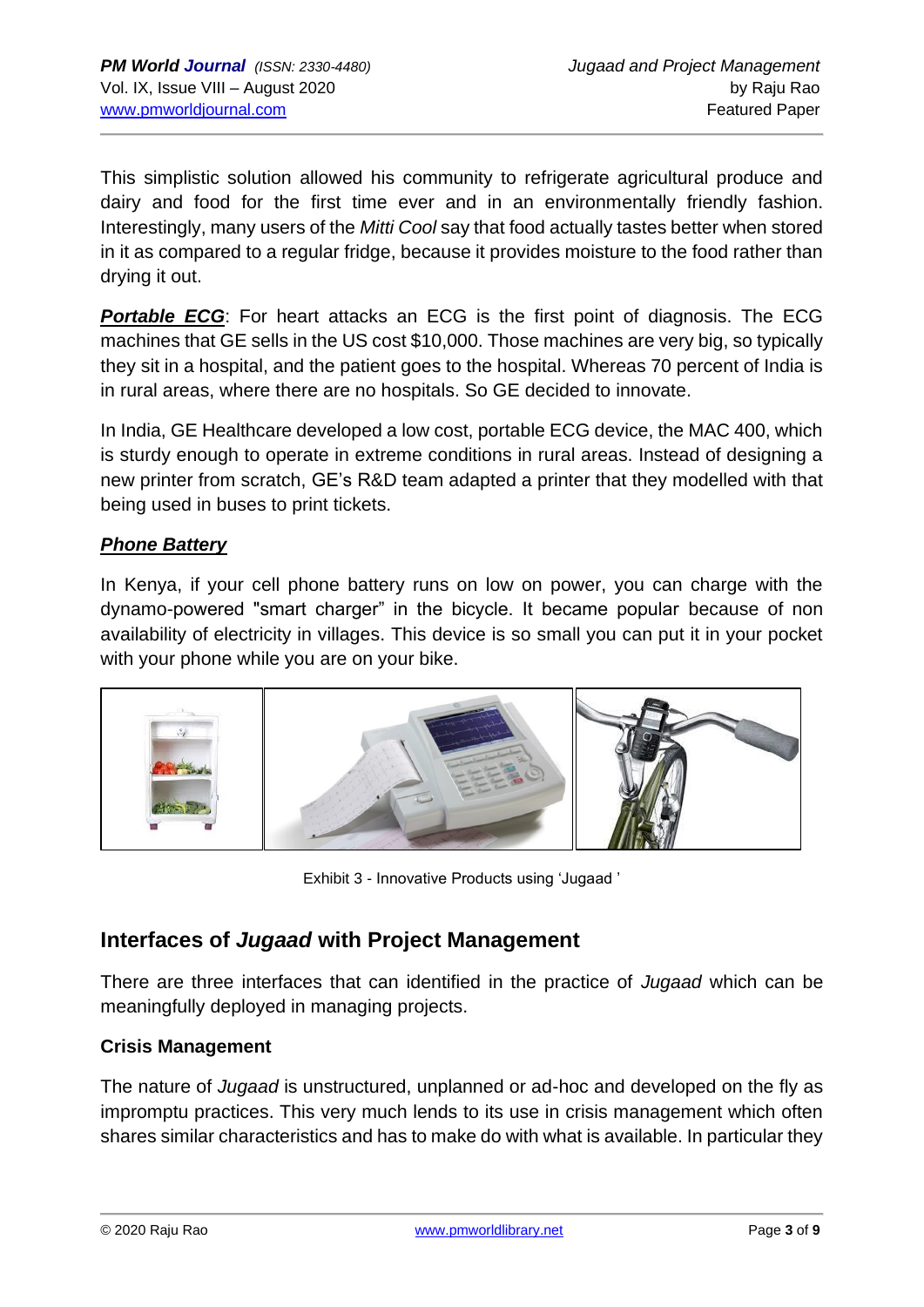This simplistic solution allowed his community to refrigerate agricultural produce and dairy and food for the first time ever and in an environmentally friendly fashion. Interestingly, many users of the *Mitti Cool* say that food actually tastes better when stored in it as compared to a regular fridge, because it provides moisture to the food rather than drying it out.

***Portable ECG***: For heart attacks an ECG is the first point of diagnosis. The ECG machines that GE sells in the US cost $10,000. Those machines are very big, so typically they sit in a hospital, and the patient goes to the hospital. Whereas 70 percent of India is in rural areas, where there are no hospitals. So GE decided to innovate.

In India, GE Healthcare developed a low cost, portable ECG device, the MAC 400, which is sturdy enough to operate in extreme conditions in rural areas. Instead of designing a new printer from scratch, GE's R&D team adapted a printer that they modelled with that being used in buses to print tickets.

***Phone Battery***

In Kenya, if your cell phone battery runs on low on power, you can charge with the dynamo-powered "smart charger" in the bicycle. It became popular because of non availability of electricity in villages. This device is so small you can put it in your pocket with your phone while you are on your bike.

Exhibit 3 - Innovative Products using 'Jugaad'

## Interfaces of *Jugaad* with Project Management

There are three interfaces that can identified in the practice of *Jugaad* which can be meaningfully deployed in managing projects.

### Crisis Management

The nature of *Jugaad* is unstructured, unplanned or ad-hoc and developed on the fly as impromptu practices. This very much lends to its use in crisis management which often shares similar characteristics and has to make do with what is available. In particular they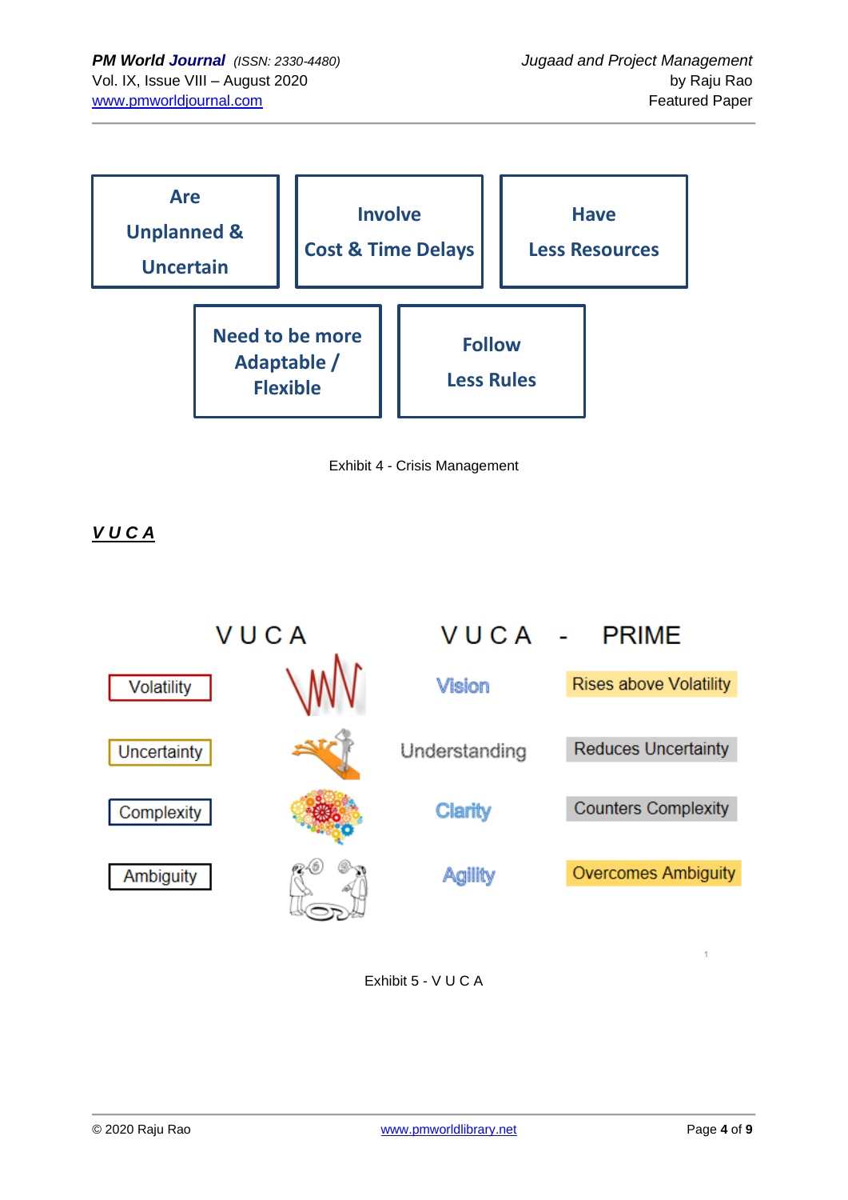Are Unplanned & Uncertain

Involve Cost & Time Delays

Have Less Resources

Need to be more Adaptable / Flexible

Follow Less Rules

Exhibit 4 - Crisis Management

***V U C A***

| V U C A | V U C A - PRIME | |
|---|---|---|
| Volatility | Vision | Rises above Volatility |
| Uncertainty | Understanding | Reduces Uncertainty |
| Complexity | Clarity | Counters Complexity |
| Ambiguity | Agility | Overcomes Ambiguity |

Exhibit 5 - V U C A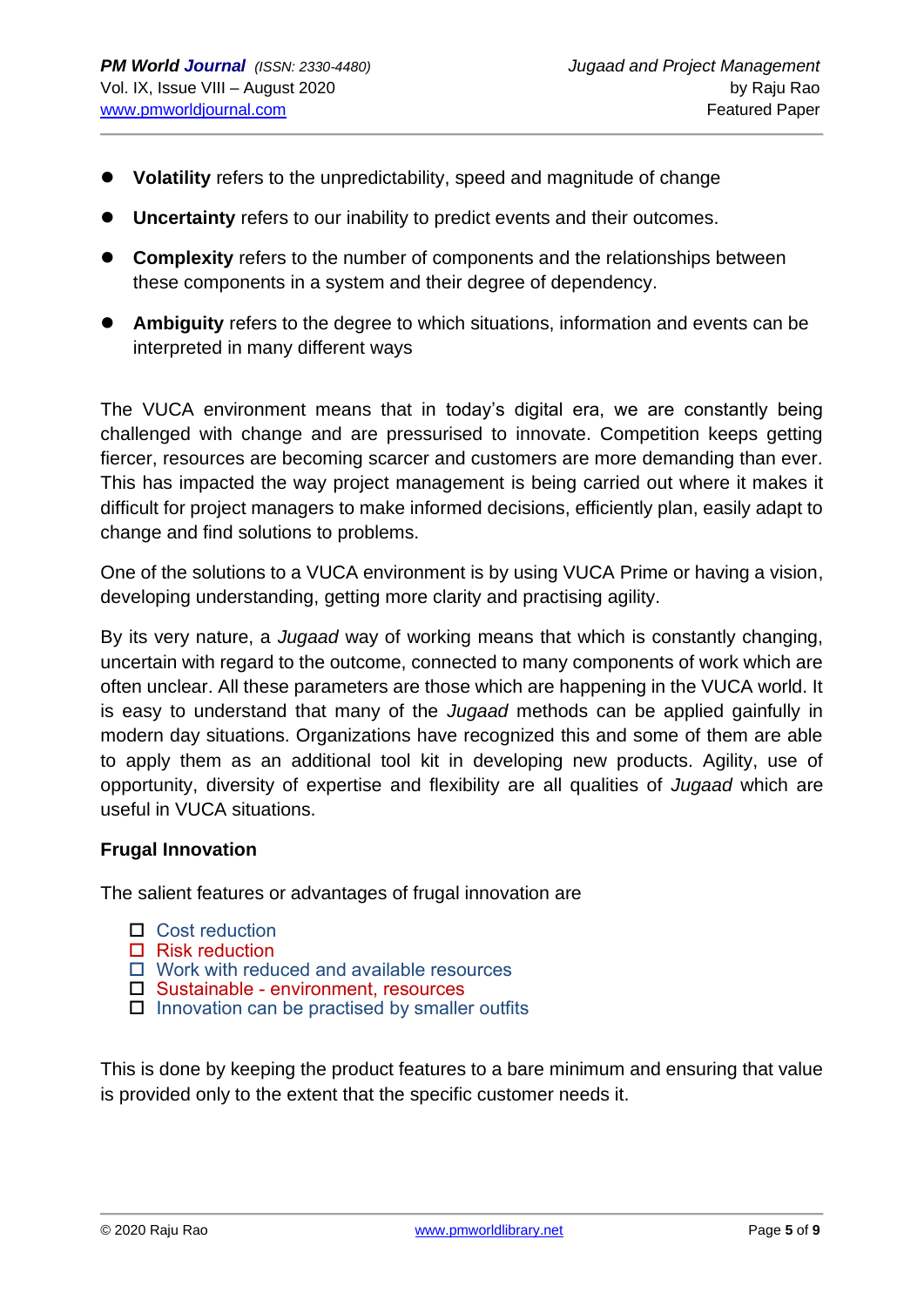- **Volatility** refers to the unpredictability, speed and magnitude of change
- **Uncertainty** refers to our inability to predict events and their outcomes.
- **Complexity** refers to the number of components and the relationships between these components in a system and their degree of dependency.
- **Ambiguity** refers to the degree to which situations, information and events can be interpreted in many different ways

The VUCA environment means that in today's digital era, we are constantly being challenged with change and are pressurised to innovate. Competition keeps getting fiercer, resources are becoming scarcer and customers are more demanding than ever. This has impacted the way project management is being carried out where it makes it difficult for project managers to make informed decisions, efficiently plan, easily adapt to change and find solutions to problems.

One of the solutions to a VUCA environment is by using VUCA Prime or having a vision, developing understanding, getting more clarity and practising agility.

By its very nature, a *Jugaad* way of working means that which is constantly changing, uncertain with regard to the outcome, connected to many components of work which are often unclear. All these parameters are those which are happening in the VUCA world. It is easy to understand that many of the *Jugaad* methods can be applied gainfully in modern day situations. Organizations have recognized this and some of them are able to apply them as an additional tool kit in developing new products. Agility, use of opportunity, diversity of expertise and flexibility are all qualities of *Jugaad* which are useful in VUCA situations.

**Frugal Innovation**

The salient features or advantages of frugal innovation are

- Cost reduction
- Risk reduction
- Work with reduced and available resources
- Sustainable - environment, resources
- Innovation can be practised by smaller outfits

This is done by keeping the product features to a bare minimum and ensuring that value is provided only to the extent that the specific customer needs it.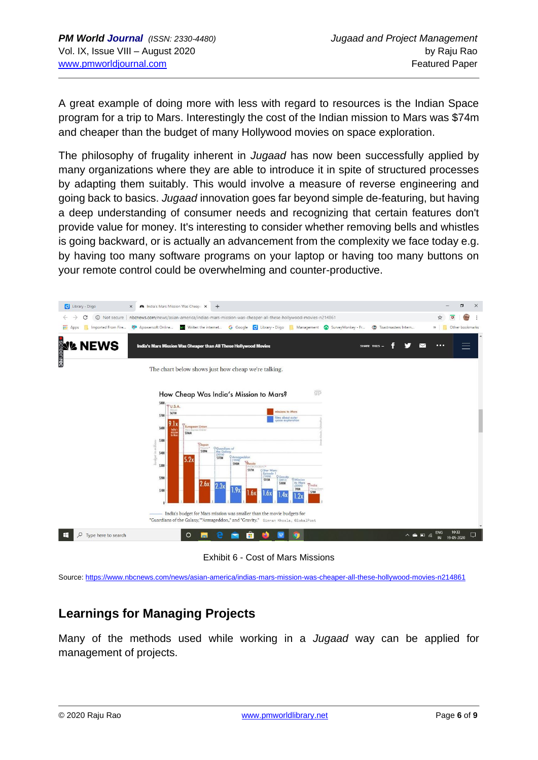A great example of doing more with less with regard to resources is the Indian Space program for a trip to Mars. Interestingly the cost of the Indian mission to Mars was $74m and cheaper than the budget of many Hollywood movies on space exploration.

The philosophy of frugality inherent in *Jugaad* has now been successfully applied by many organizations where they are able to introduce it in spite of structured processes by adapting them suitably. This would involve a measure of reverse engineering and going back to basics. *Jugaad* innovation goes far beyond simple de-featuring, but having a deep understanding of consumer needs and recognizing that certain features don't provide value for money. It's interesting to consider whether removing bells and whistles is going backward, or is actually an advancement from the complexity we face today e.g. by having too many software programs on your laptop or having too many buttons on your remote control could be overwhelming and counter-productive.

Exhibit 6 - Cost of Mars Missions

Source: https://www.nbcnews.com/news/asian-america/indias-mars-mission-was-cheaper-all-these-hollywood-movies-n214861

## Learnings for Managing Projects

Many of the methods used while working in a *Jugaad* way can be applied for management of projects.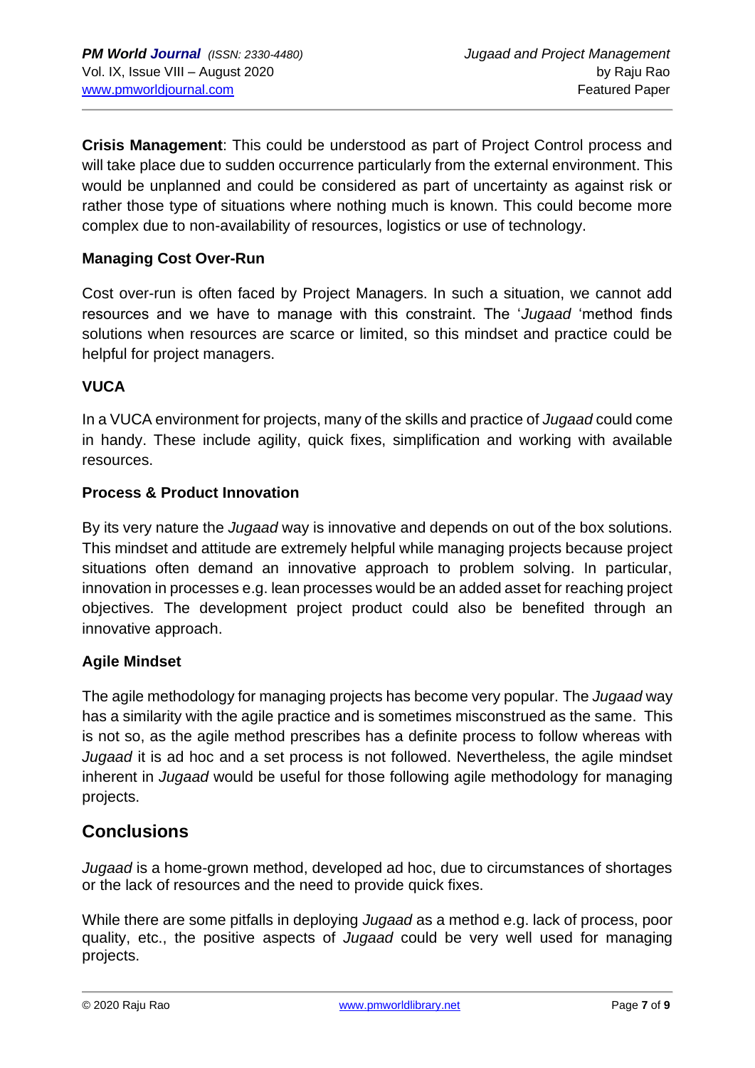**Crisis Management**: This could be understood as part of Project Control process and will take place due to sudden occurrence particularly from the external environment. This would be unplanned and could be considered as part of uncertainty as against risk or rather those type of situations where nothing much is known. This could become more complex due to non-availability of resources, logistics or use of technology.

### Managing Cost Over-Run

Cost over-run is often faced by Project Managers. In such a situation, we cannot add resources and we have to manage with this constraint. The '*Jugaad* 'method finds solutions when resources are scarce or limited, so this mindset and practice could be helpful for project managers.

### VUCA

In a VUCA environment for projects, many of the skills and practice of *Jugaad* could come in handy. These include agility, quick fixes, simplification and working with available resources.

### Process & Product Innovation

By its very nature the *Jugaad* way is innovative and depends on out of the box solutions. This mindset and attitude are extremely helpful while managing projects because project situations often demand an innovative approach to problem solving. In particular, innovation in processes e.g. lean processes would be an added asset for reaching project objectives. The development project product could also be benefited through an innovative approach.

### Agile Mindset

The agile methodology for managing projects has become very popular. The *Jugaad* way has a similarity with the agile practice and is sometimes misconstrued as the same. This is not so, as the agile method prescribes has a definite process to follow whereas with *Jugaad* it is ad hoc and a set process is not followed. Nevertheless, the agile mindset inherent in *Jugaad* would be useful for those following agile methodology for managing projects.

## Conclusions

*Jugaad* is a home-grown method, developed ad hoc, due to circumstances of shortages or the lack of resources and the need to provide quick fixes.

While there are some pitfalls in deploying *Jugaad* as a method e.g. lack of process, poor quality, etc., the positive aspects of *Jugaad* could be very well used for managing projects.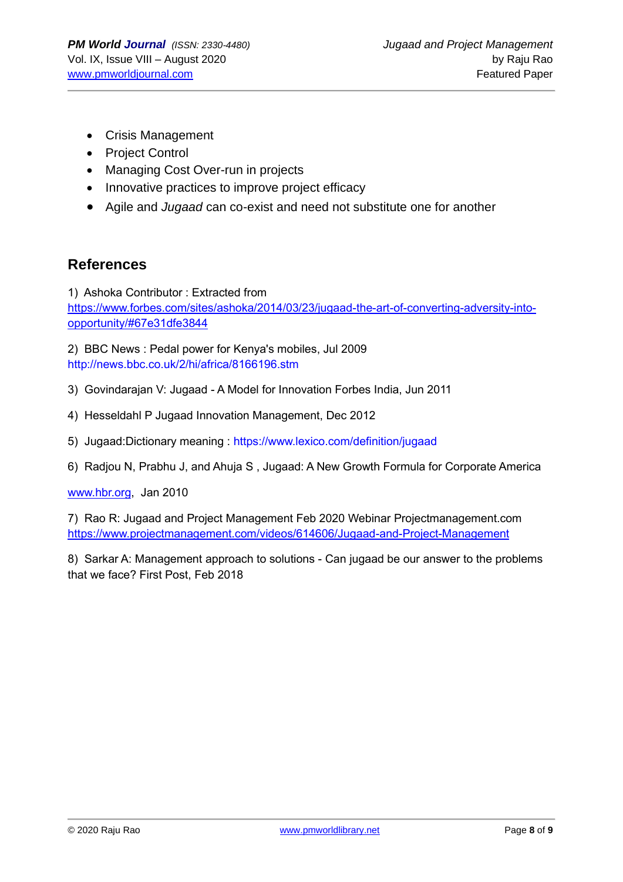- Crisis Management
- Project Control
- Managing Cost Over-run in projects
- Innovative practices to improve project efficacy
- Agile and *Jugaad* can co-exist and need not substitute one for another

## References

1) Ashoka Contributor : Extracted from https://www.forbes.com/sites/ashoka/2014/03/23/jugaad-the-art-of-converting-adversity-into-opportunity/#67e31dfe3844

2) BBC News : Pedal power for Kenya's mobiles, Jul 2009 http://news.bbc.co.uk/2/hi/africa/8166196.stm

3) Govindarajan V: Jugaad - A Model for Innovation Forbes India, Jun 2011

4) Hesseldahl P Jugaad Innovation Management, Dec 2012

5) Jugaad:Dictionary meaning : https://www.lexico.com/definition/jugaad

6) Radjou N, Prabhu J, and Ahuja S , Jugaad: A New Growth Formula for Corporate America

www.hbr.org, Jan 2010

7) Rao R: Jugaad and Project Management Feb 2020 Webinar Projectmanagement.com https://www.projectmanagement.com/videos/614606/Jugaad-and-Project-Management

8) Sarkar A: Management approach to solutions - Can jugaad be our answer to the problems that we face? First Post, Feb 2018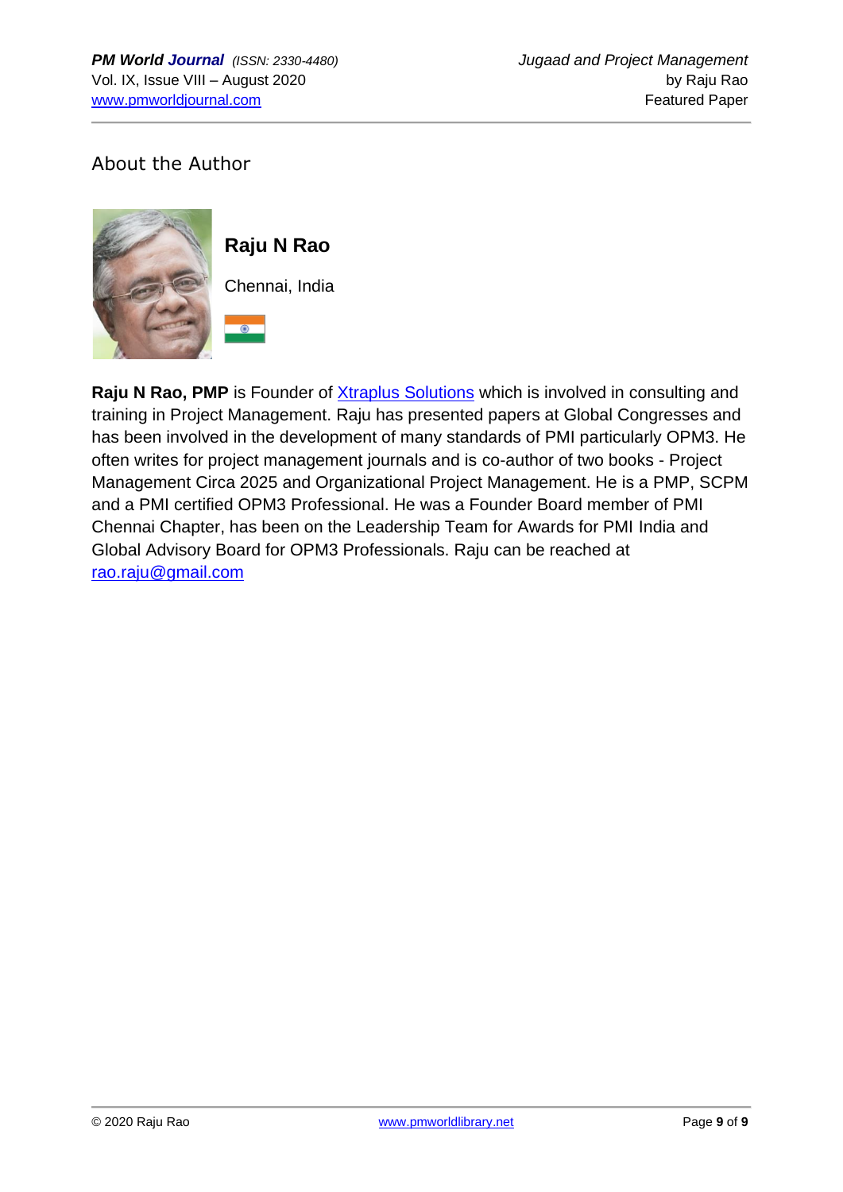## About the Author

### Raju N Rao

Chennai, India

**Raju N Rao, PMP** is Founder of Xtraplus Solutions which is involved in consulting and training in Project Management. Raju has presented papers at Global Congresses and has been involved in the development of many standards of PMI particularly OPM3. He often writes for project management journals and is co-author of two books - Project Management Circa 2025 and Organizational Project Management. He is a PMP, SCPM and a PMI certified OPM3 Professional. He was a Founder Board member of PMI Chennai Chapter, has been on the Leadership Team for Awards for PMI India and Global Advisory Board for OPM3 Professionals. Raju can be reached at rao.raju@gmail.com